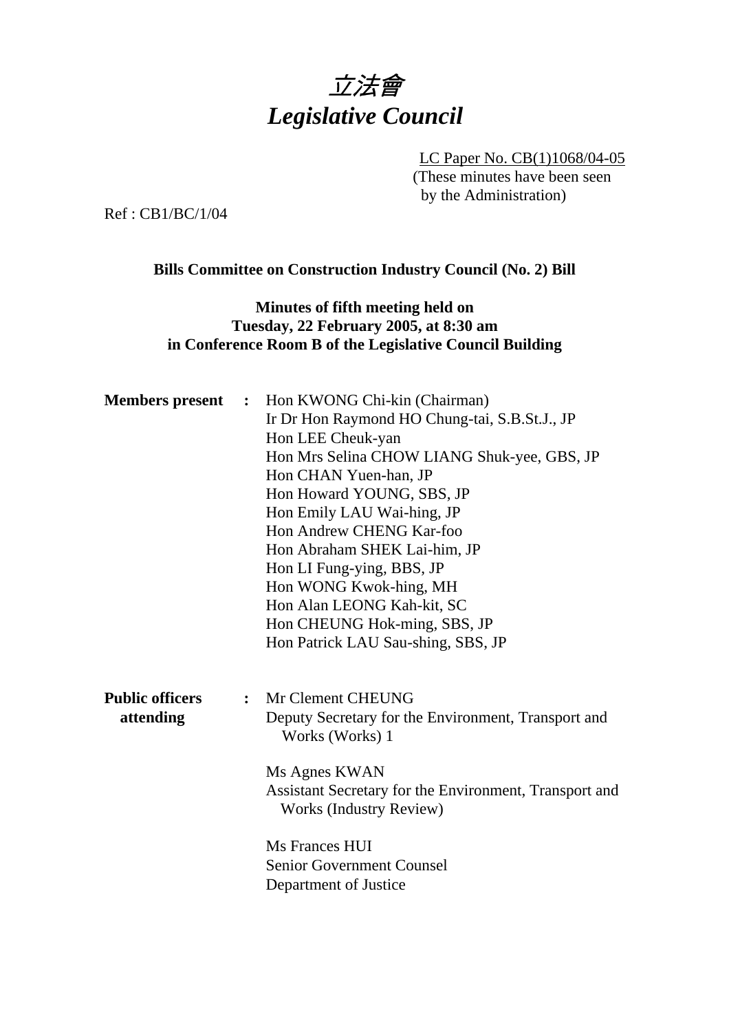# 立法會
# *Legislative Council*

LC Paper No. CB(1)1068/04-05
(These minutes have been seen by the Administration)

Ref : CB1/BC/1/04

**Bills Committee on Construction Industry Council (No. 2) Bill**

**Minutes of fifth meeting held on**
**Tuesday, 22 February 2005, at 8:30 am**
**in Conference Room B of the Legislative Council Building**

**Members present :**
Hon KWONG Chi-kin (Chairman)
Ir Dr Hon Raymond HO Chung-tai, S.B.St.J., JP
Hon LEE Cheuk-yan
Hon Mrs Selina CHOW LIANG Shuk-yee, GBS, JP
Hon CHAN Yuen-han, JP
Hon Howard YOUNG, SBS, JP
Hon Emily LAU Wai-hing, JP
Hon Andrew CHENG Kar-foo
Hon Abraham SHEK Lai-him, JP
Hon LI Fung-ying, BBS, JP
Hon WONG Kwok-hing, MH
Hon Alan LEONG Kah-kit, SC
Hon CHEUNG Hok-ming, SBS, JP
Hon Patrick LAU Sau-shing, SBS, JP

**Public officers attending :**
Mr Clement CHEUNG
Deputy Secretary for the Environment, Transport and Works (Works) 1

Ms Agnes KWAN
Assistant Secretary for the Environment, Transport and Works (Industry Review)

Ms Frances HUI
Senior Government Counsel
Department of Justice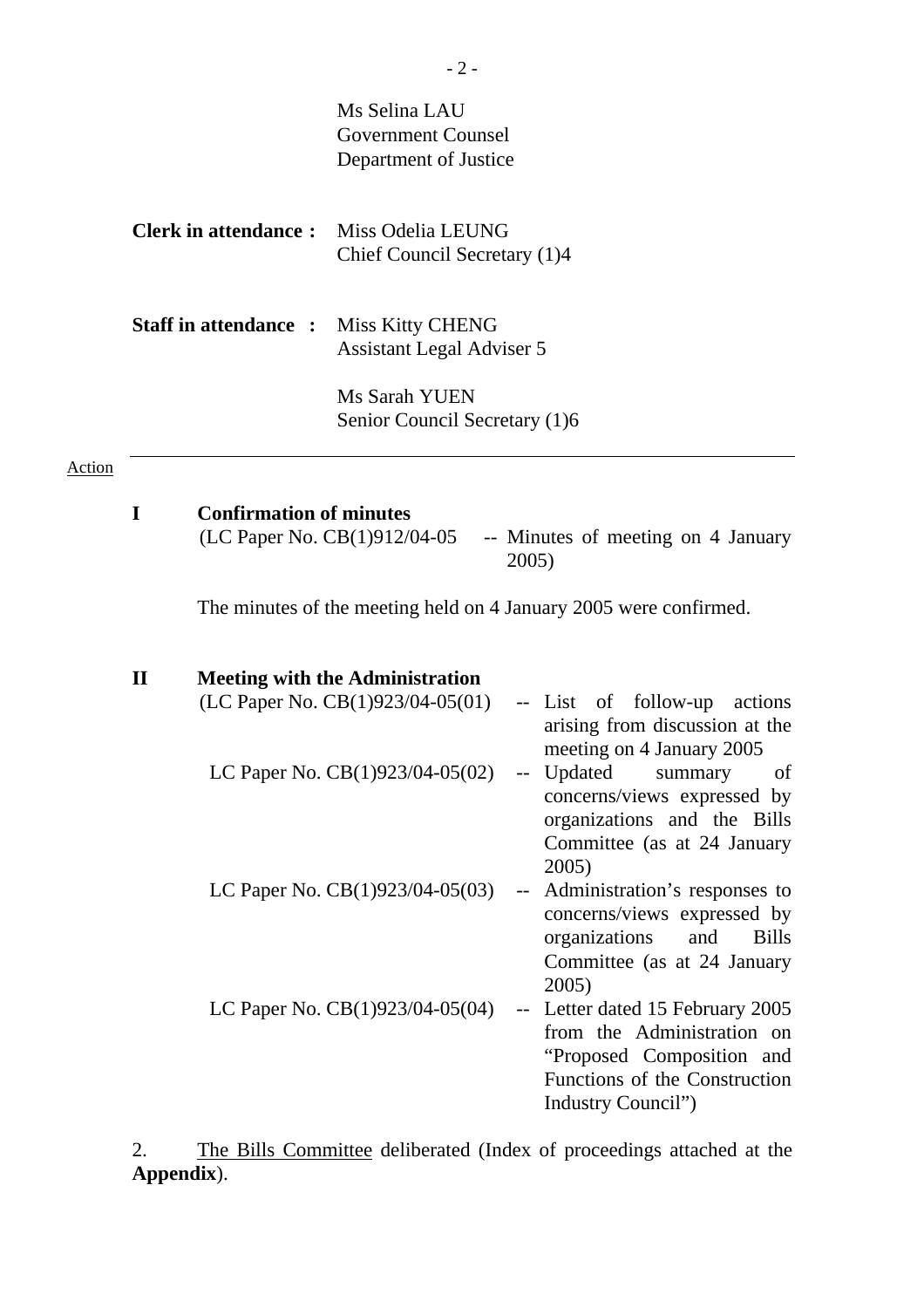Ms Selina LAU
Government Counsel
Department of Justice

**Clerk in attendance :** Miss Odelia LEUNG
Chief Council Secretary (1)4

**Staff in attendance :** Miss Kitty CHENG
Assistant Legal Adviser 5

Ms Sarah YUEN
Senior Council Secretary (1)6

Action

**I Confirmation of minutes**

(LC Paper No. CB(1)912/04-05 -- Minutes of meeting on 4 January 2005)

The minutes of the meeting held on 4 January 2005 were confirmed.

**II Meeting with the Administration**

(LC Paper No. CB(1)923/04-05(01) -- List of follow-up actions arising from discussion at the meeting on 4 January 2005

LC Paper No. CB(1)923/04-05(02) -- Updated summary of concerns/views expressed by organizations and the Bills Committee (as at 24 January 2005)

LC Paper No. CB(1)923/04-05(03) -- Administration's responses to concerns/views expressed by organizations and Bills Committee (as at 24 January 2005)

LC Paper No. CB(1)923/04-05(04) -- Letter dated 15 February 2005 from the Administration on "Proposed Composition and Functions of the Construction Industry Council")

2. The Bills Committee deliberated (Index of proceedings attached at the **Appendix**).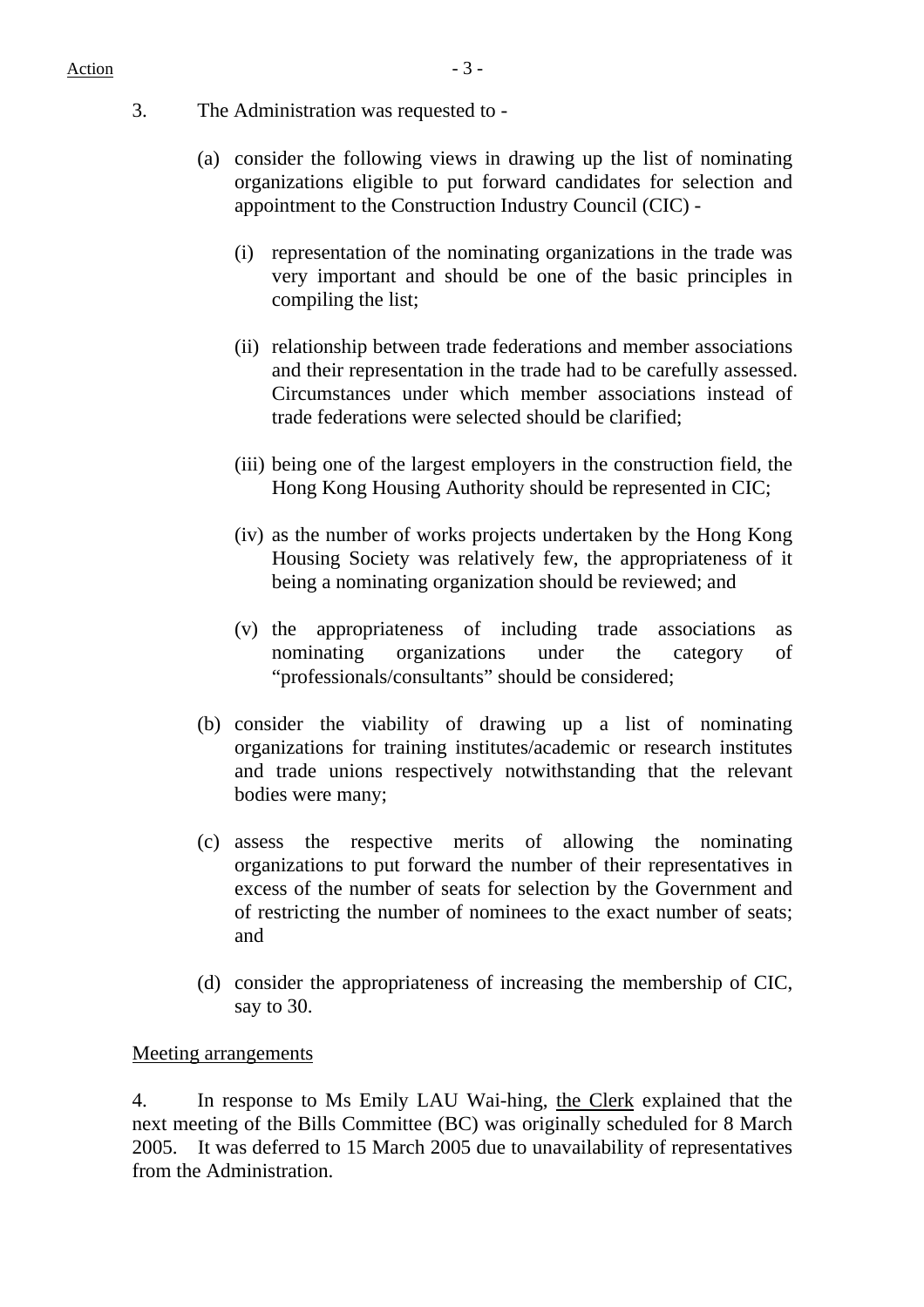3. The Administration was requested to -

(a) consider the following views in drawing up the list of nominating organizations eligible to put forward candidates for selection and appointment to the Construction Industry Council (CIC) -

(i) representation of the nominating organizations in the trade was very important and should be one of the basic principles in compiling the list;

(ii) relationship between trade federations and member associations and their representation in the trade had to be carefully assessed. Circumstances under which member associations instead of trade federations were selected should be clarified;

(iii) being one of the largest employers in the construction field, the Hong Kong Housing Authority should be represented in CIC;

(iv) as the number of works projects undertaken by the Hong Kong Housing Society was relatively few, the appropriateness of it being a nominating organization should be reviewed; and

(v) the appropriateness of including trade associations as nominating organizations under the category of "professionals/consultants" should be considered;

(b) consider the viability of drawing up a list of nominating organizations for training institutes/academic or research institutes and trade unions respectively notwithstanding that the relevant bodies were many;

(c) assess the respective merits of allowing the nominating organizations to put forward the number of their representatives in excess of the number of seats for selection by the Government and of restricting the number of nominees to the exact number of seats; and

(d) consider the appropriateness of increasing the membership of CIC, say to 30.

Meeting arrangements

4. In response to Ms Emily LAU Wai-hing, the Clerk explained that the next meeting of the Bills Committee (BC) was originally scheduled for 8 March 2005. It was deferred to 15 March 2005 due to unavailability of representatives from the Administration.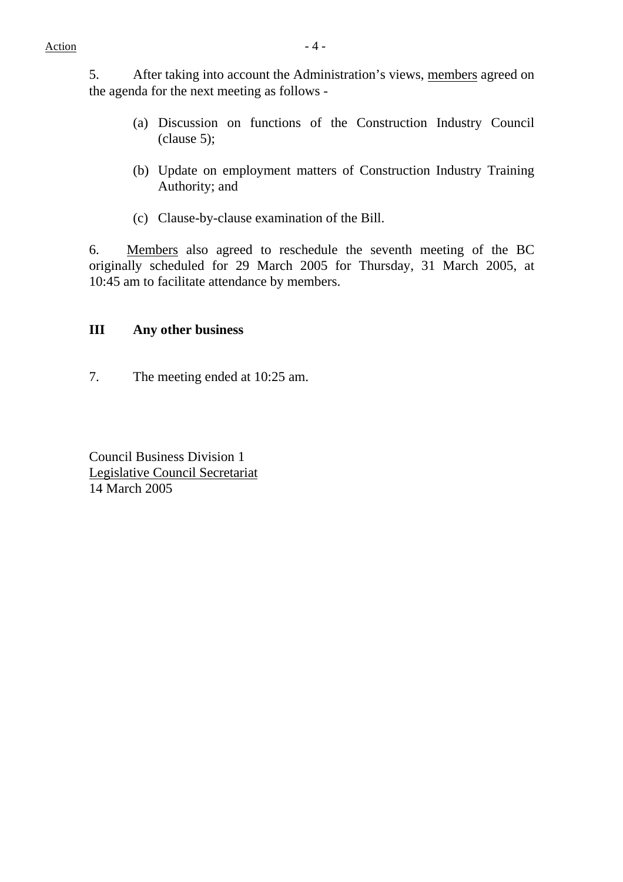5. After taking into account the Administration's views, members agreed on the agenda for the next meeting as follows -

(a) Discussion on functions of the Construction Industry Council (clause 5);

(b) Update on employment matters of Construction Industry Training Authority; and

(c) Clause-by-clause examination of the Bill.

6. Members also agreed to reschedule the seventh meeting of the BC originally scheduled for 29 March 2005 for Thursday, 31 March 2005, at 10:45 am to facilitate attendance by members.

## III Any other business

7. The meeting ended at 10:25 am.

Council Business Division 1
Legislative Council Secretariat
14 March 2005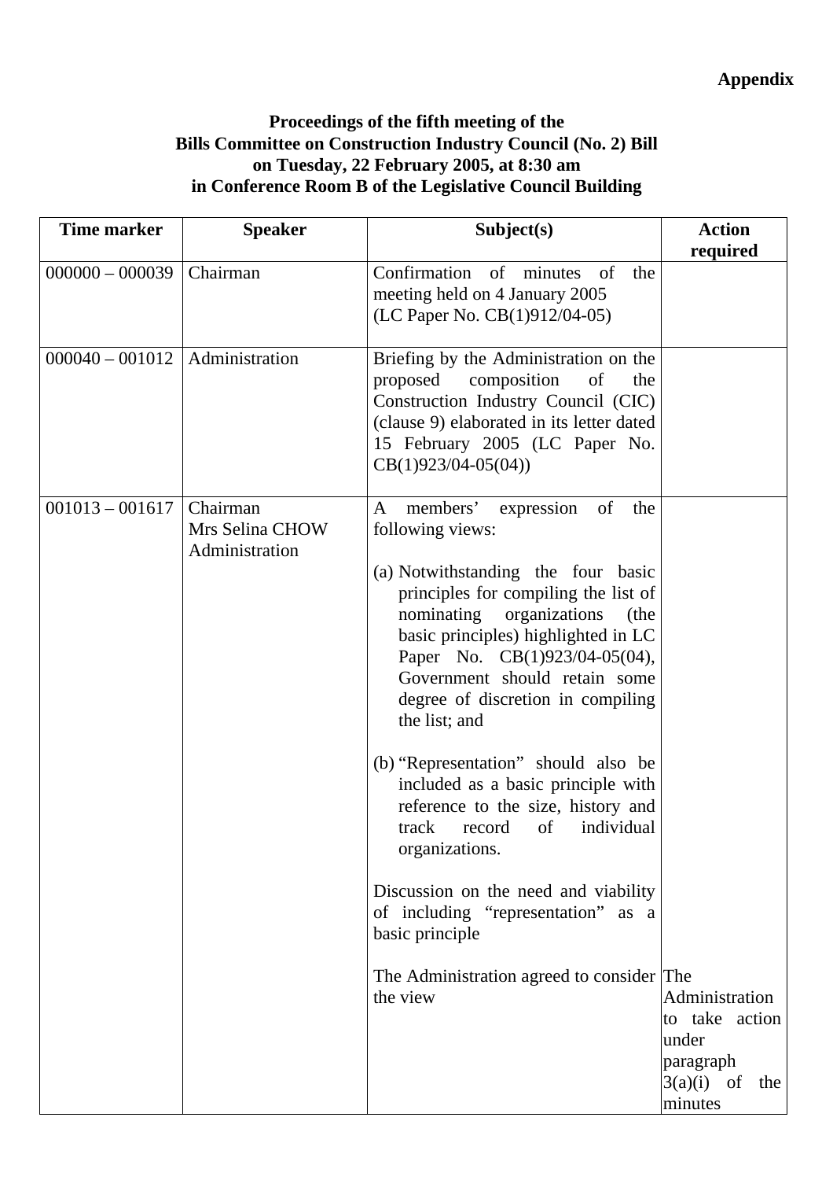**Appendix**

**Proceedings of the fifth meeting of the Bills Committee on Construction Industry Council (No. 2) Bill on Tuesday, 22 February 2005, at 8:30 am in Conference Room B of the Legislative Council Building**

| Time marker | Speaker | Subject(s) | Action required |
|---|---|---|---|
| 000000 – 000039 | Chairman | Confirmation of minutes of the meeting held on 4 January 2005 (LC Paper No. CB(1)912/04-05) | |
| 000040 – 001012 | Administration | Briefing by the Administration on the proposed composition of the Construction Industry Council (CIC) (clause 9) elaborated in its letter dated 15 February 2005 (LC Paper No. CB(1)923/04-05(04)) | |
| 001013 – 001617 | Chairman<br>Mrs Selina CHOW<br>Administration | A members' expression of the following views:<br><br>(a) Notwithstanding the four basic principles for compiling the list of nominating organizations (the basic principles) highlighted in LC Paper No. CB(1)923/04-05(04), Government should retain some degree of discretion in compiling the list; and<br><br>(b) "Representation" should also be included as a basic principle with reference to the size, history and track record of individual organizations.<br><br>Discussion on the need and viability of including "representation" as a basic principle<br><br>The Administration agreed to consider the view | The Administration to take action under paragraph 3(a)(i) of the minutes |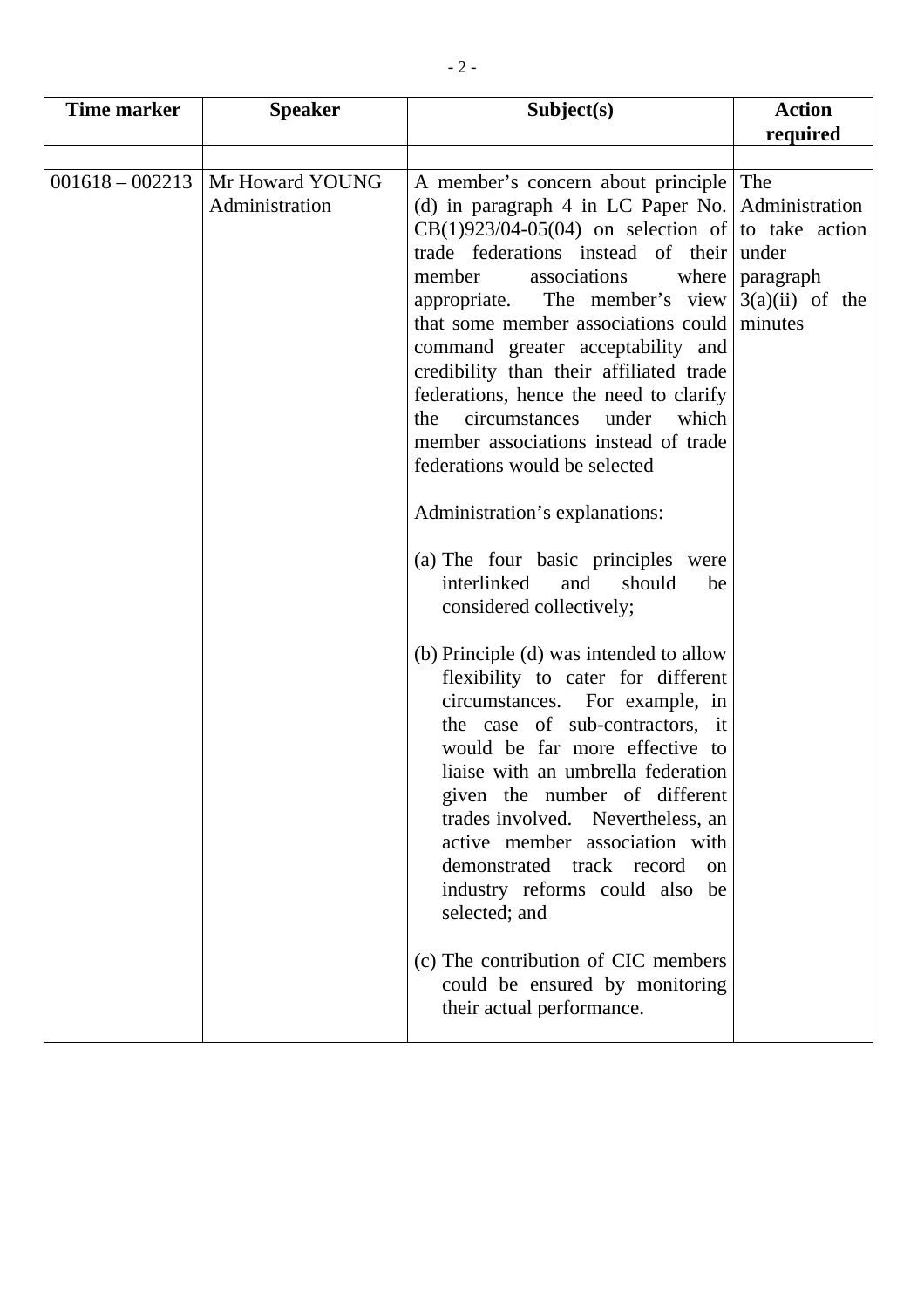| Time marker | Speaker | Subject(s) | Action required |
|---|---|---|---|
| | | | |
| 001618 – 002213 | Mr Howard YOUNG<br>Administration | A member's concern about principle (d) in paragraph 4 in LC Paper No. CB(1)923/04-05(04) on selection of trade federations instead of their member associations where appropriate. The member's view that some member associations could command greater acceptability and credibility than their affiliated trade federations, hence the need to clarify the circumstances under which member associations instead of trade federations would be selected<br><br>Administration's explanations:<br><br>(a) The four basic principles were interlinked and should be considered collectively;<br><br>(b) Principle (d) was intended to allow flexibility to cater for different circumstances. For example, in the case of sub-contractors, it would be far more effective to liaise with an umbrella federation given the number of different trades involved. Nevertheless, an active member association with demonstrated track record on industry reforms could also be selected; and<br><br>(c) The contribution of CIC members could be ensured by monitoring their actual performance. | The Administration to take action under paragraph 3(a)(ii) of the minutes |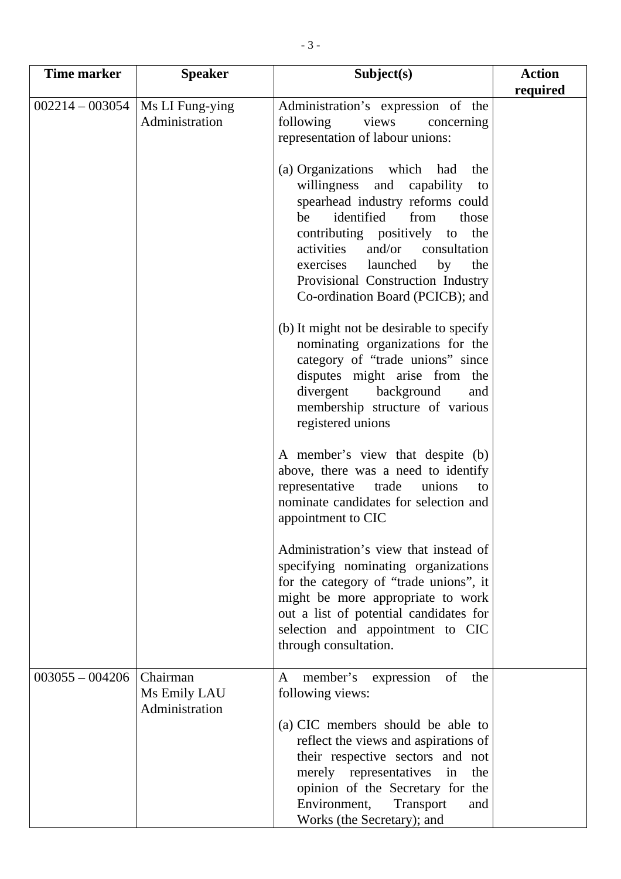| Time marker | Speaker | Subject(s) | Action required |
|---|---|---|---|
| 002214 – 003054 | Ms LI Fung-ying<br>Administration | Administration's expression of the following views concerning representation of labour unions:<br><br>(a) Organizations which had the willingness and capability to spearhead industry reforms could be identified from those contributing positively to the activities and/or consultation exercises launched by the Provisional Construction Industry Co-ordination Board (PCICB); and<br><br>(b) It might not be desirable to specify nominating organizations for the category of "trade unions" since disputes might arise from the divergent background and membership structure of various registered unions<br><br>A member's view that despite (b) above, there was a need to identify representative trade unions to nominate candidates for selection and appointment to CIC<br><br>Administration's view that instead of specifying nominating organizations for the category of "trade unions", it might be more appropriate to work out a list of potential candidates for selection and appointment to CIC through consultation. | |
| 003055 – 004206 | Chairman<br>Ms Emily LAU<br>Administration | A member's expression of the following views:<br><br>(a) CIC members should be able to reflect the views and aspirations of their respective sectors and not merely representatives in the opinion of the Secretary for the Environment, Transport and Works (the Secretary); and | |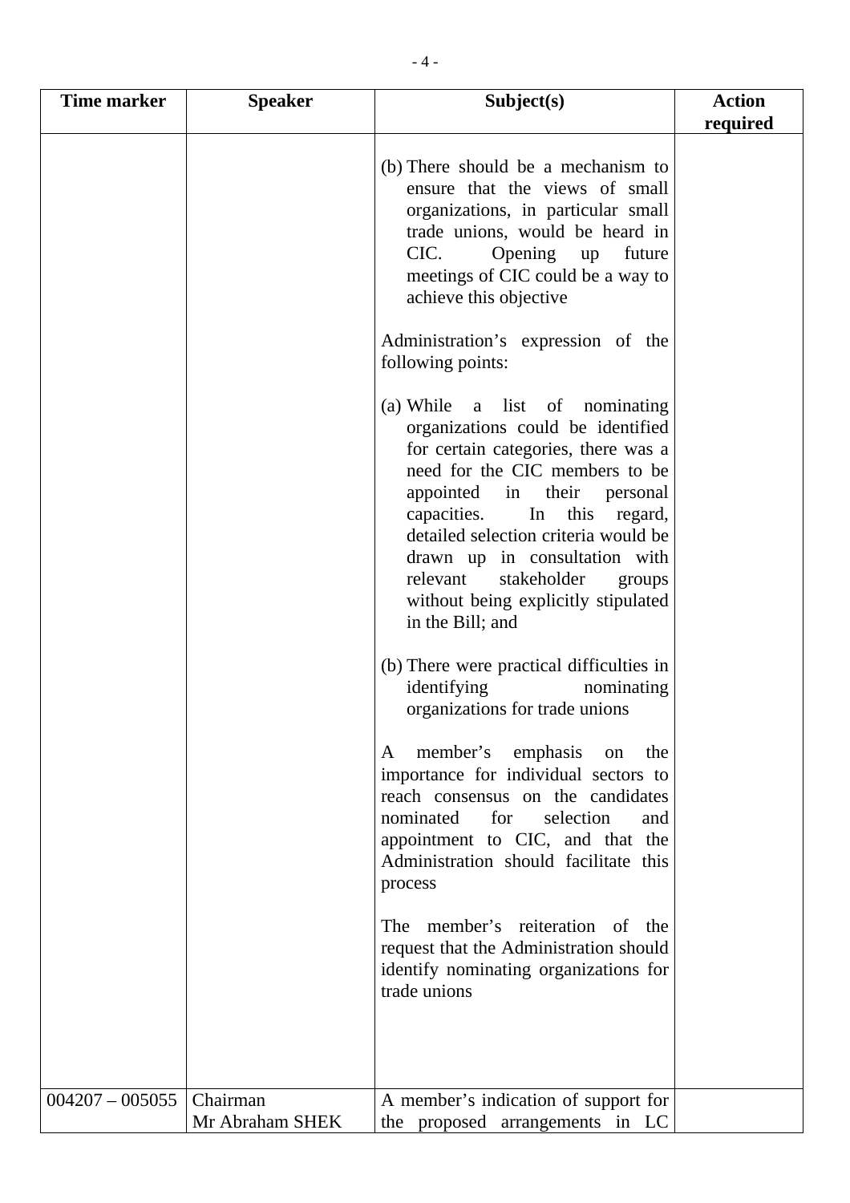| Time marker | Speaker | Subject(s) | Action required |
|---|---|---|---|
| | | (b) There should be a mechanism to ensure that the views of small organizations, in particular small trade unions, would be heard in CIC. Opening up future meetings of CIC could be a way to achieve this objective<br><br>Administration's expression of the following points:<br><br>(a) While a list of nominating organizations could be identified for certain categories, there was a need for the CIC members to be appointed in their personal capacities. In this regard, detailed selection criteria would be drawn up in consultation with relevant stakeholder groups without being explicitly stipulated in the Bill; and<br><br>(b) There were practical difficulties in identifying nominating organizations for trade unions<br><br>A member's emphasis on the importance for individual sectors to reach consensus on the candidates nominated for selection and appointment to CIC, and that the Administration should facilitate this process<br><br>The member's reiteration of the request that the Administration should identify nominating organizations for trade unions | |
| 004207 – 005055 | Chairman<br>Mr Abraham SHEK | A member's indication of support for the proposed arrangements in LC | |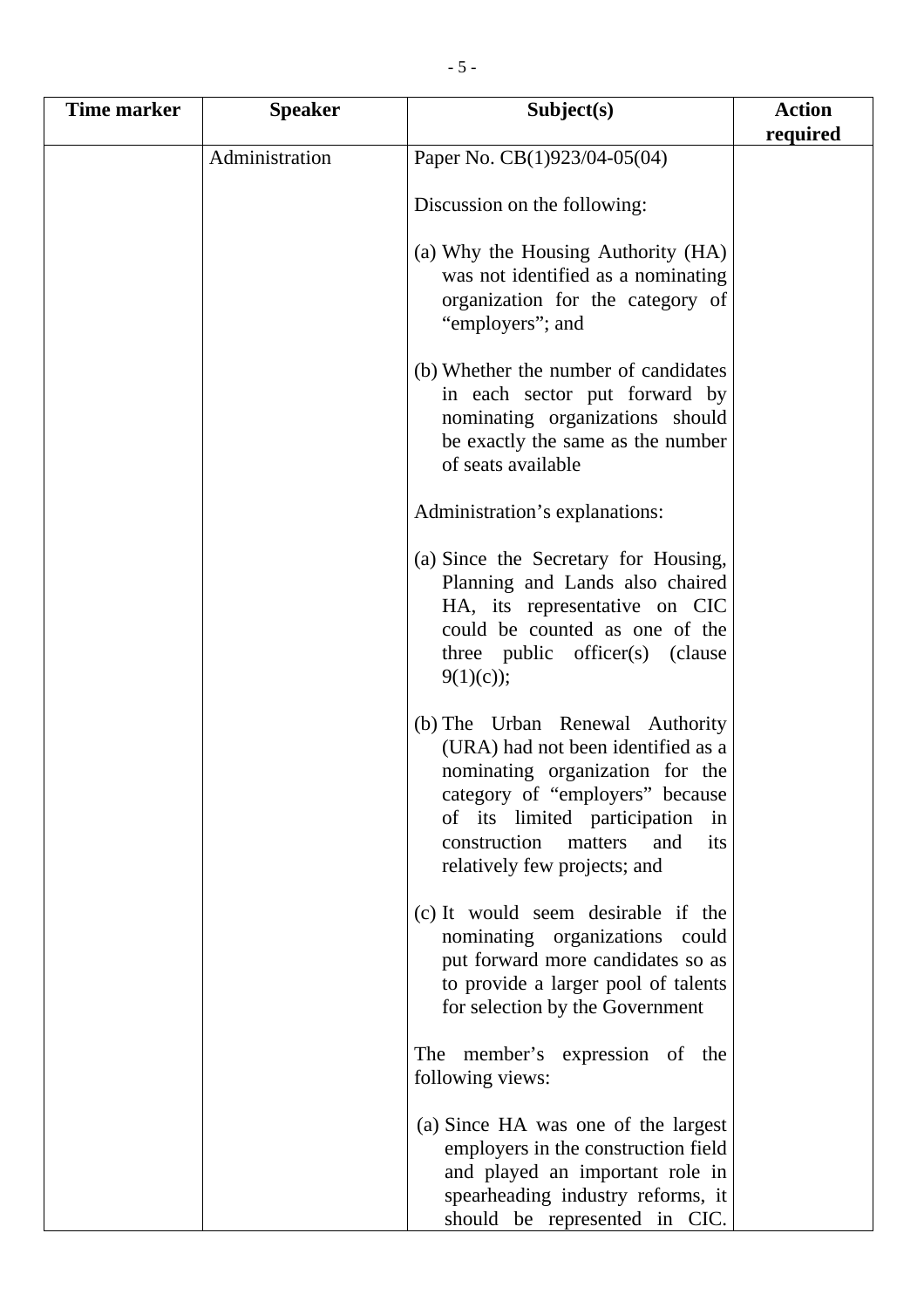| Time marker | Speaker | Subject(s) | Action required |
|---|---|---|---|
| | Administration | Paper No. CB(1)923/04-05(04)<br><br>Discussion on the following:<br><br>(a) Why the Housing Authority (HA) was not identified as a nominating organization for the category of "employers"; and<br><br>(b) Whether the number of candidates in each sector put forward by nominating organizations should be exactly the same as the number of seats available<br><br>Administration's explanations:<br><br>(a) Since the Secretary for Housing, Planning and Lands also chaired HA, its representative on CIC could be counted as one of the three public officer(s) (clause 9(1)(c));<br><br>(b) The Urban Renewal Authority (URA) had not been identified as a nominating organization for the category of "employers" because of its limited participation in construction matters and its relatively few projects; and<br><br>(c) It would seem desirable if the nominating organizations could put forward more candidates so as to provide a larger pool of talents for selection by the Government<br><br>The member's expression of the following views:<br><br>(a) Since HA was one of the largest employers in the construction field and played an important role in spearheading industry reforms, it should be represented in CIC. | |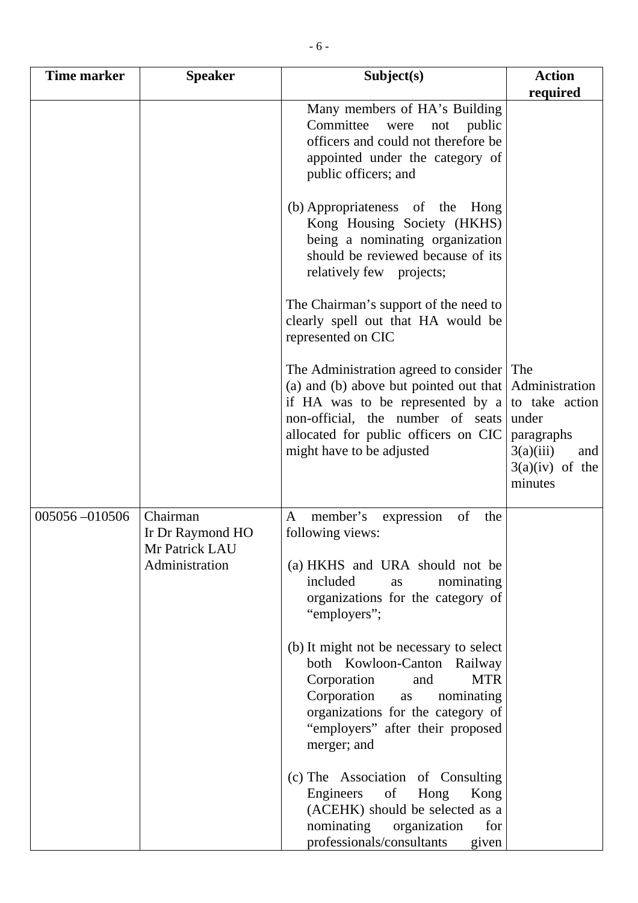| Time marker | Speaker | Subject(s) | Action required |
|---|---|---|---|
| | | Many members of HA's Building Committee were not public officers and could not therefore be appointed under the category of public officers; and<br><br>(b) Appropriateness of the Hong Kong Housing Society (HKHS) being a nominating organization should be reviewed because of its relatively few projects;<br><br>The Chairman's support of the need to clearly spell out that HA would be represented on CIC<br><br>The Administration agreed to consider (a) and (b) above but pointed out that if HA was to be represented by a non-official, the number of seats allocated for public officers on CIC might have to be adjusted | The Administration to take action under paragraphs 3(a)(iii) and 3(a)(iv) of the minutes |
| 005056 – 010506 | Chairman<br>Ir Dr Raymond HO<br>Mr Patrick LAU<br>Administration | A member's expression of the following views:<br><br>(a) HKHS and URA should not be included as nominating organizations for the category of "employers";<br><br>(b) It might not be necessary to select both Kowloon-Canton Railway Corporation and MTR Corporation as nominating organizations for the category of "employers" after their proposed merger; and<br><br>(c) The Association of Consulting Engineers of Hong Kong (ACEHK) should be selected as a nominating organization for professionals/consultants given | |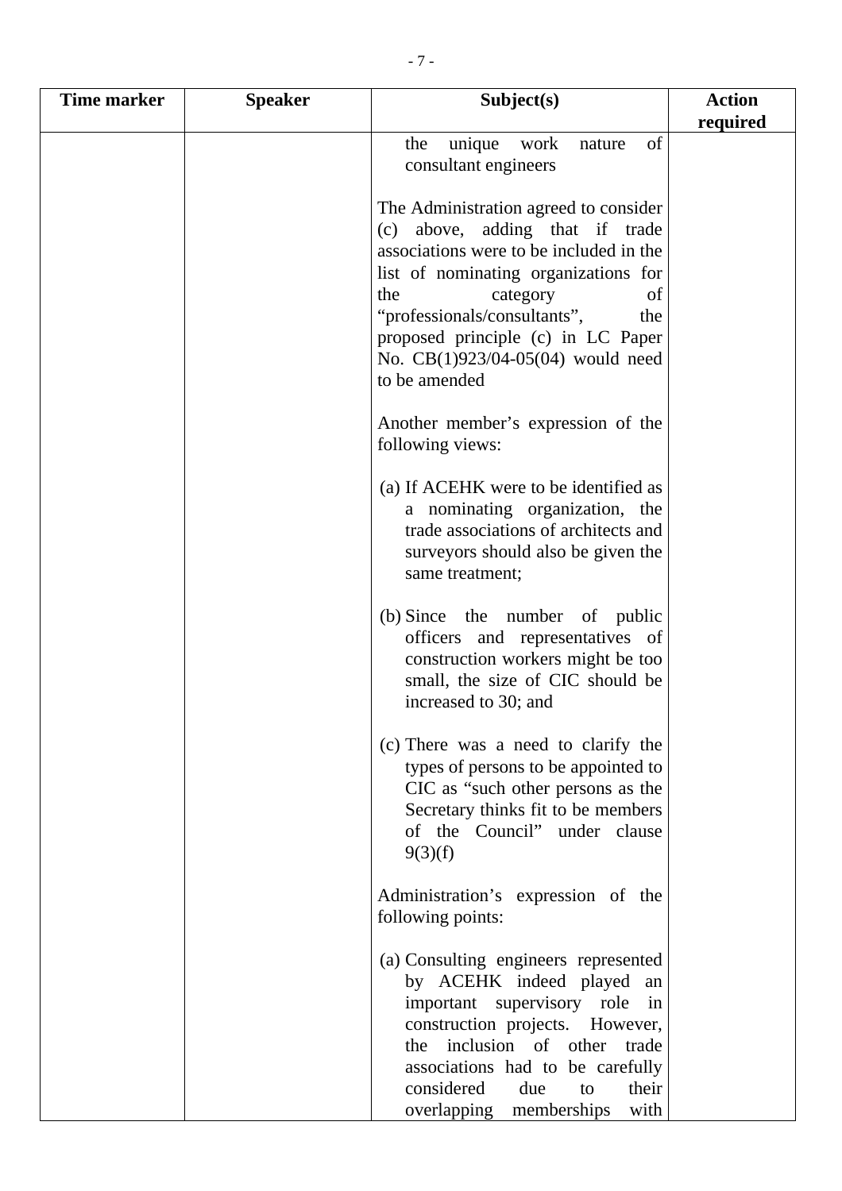| Time marker | Speaker | Subject(s) | Action required |
|---|---|---|---|
| | | the unique work nature of consultant engineers<br><br>The Administration agreed to consider (c) above, adding that if trade associations were to be included in the list of nominating organizations for the category of "professionals/consultants", the proposed principle (c) in LC Paper No. CB(1)923/04-05(04) would need to be amended<br><br>Another member's expression of the following views:<br><br>(a) If ACEHK were to be identified as a nominating organization, the trade associations of architects and surveyors should also be given the same treatment;<br><br>(b) Since the number of public officers and representatives of construction workers might be too small, the size of CIC should be increased to 30; and<br><br>(c) There was a need to clarify the types of persons to be appointed to CIC as "such other persons as the Secretary thinks fit to be members of the Council" under clause 9(3)(f)<br><br>Administration's expression of the following points:<br><br>(a) Consulting engineers represented by ACEHK indeed played an important supervisory role in construction projects. However, the inclusion of other trade associations had to be carefully considered due to their overlapping memberships with | |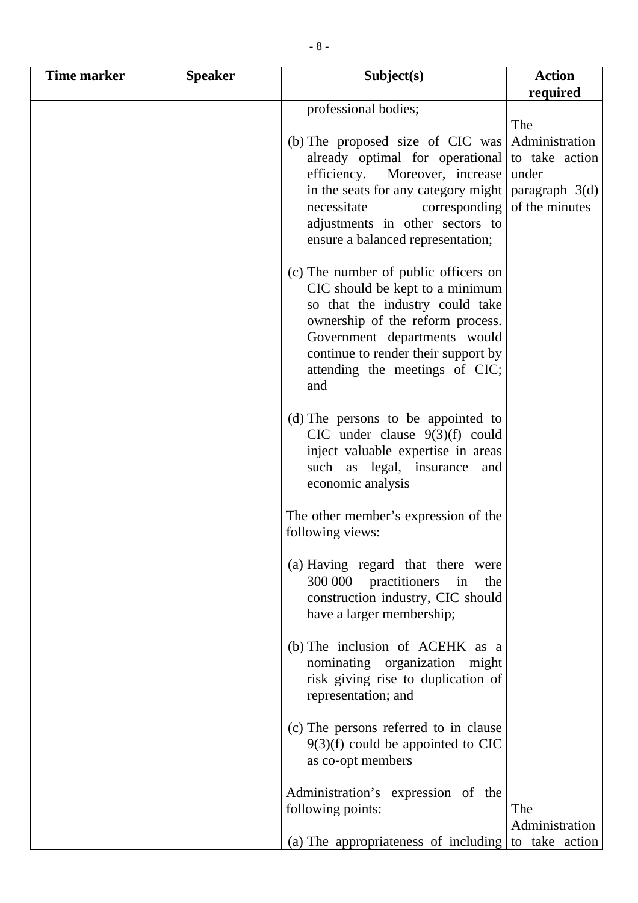| Time marker | Speaker | Subject(s) | Action required |
|---|---|---|---|
| | | professional bodies;<br><br>(b) The proposed size of CIC was already optimal for operational efficiency. Moreover, increase in the seats for any category might necessitate corresponding adjustments in other sectors to ensure a balanced representation;<br><br>(c) The number of public officers on CIC should be kept to a minimum so that the industry could take ownership of the reform process. Government departments would continue to render their support by attending the meetings of CIC; and<br><br>(d) The persons to be appointed to CIC under clause 9(3)(f) could inject valuable expertise in areas such as legal, insurance and economic analysis<br><br>The other member's expression of the following views:<br><br>(a) Having regard that there were 300 000 practitioners in the construction industry, CIC should have a larger membership;<br><br>(b) The inclusion of ACEHK as a nominating organization might risk giving rise to duplication of representation; and<br><br>(c) The persons referred to in clause 9(3)(f) could be appointed to CIC as co-opt members<br><br>Administration's expression of the following points:<br><br>(a) The appropriateness of including | The Administration to take action under paragraph 3(d) of the minutes<br><br><br><br><br><br><br><br><br><br><br><br><br><br><br><br><br><br><br><br>The Administration to take action |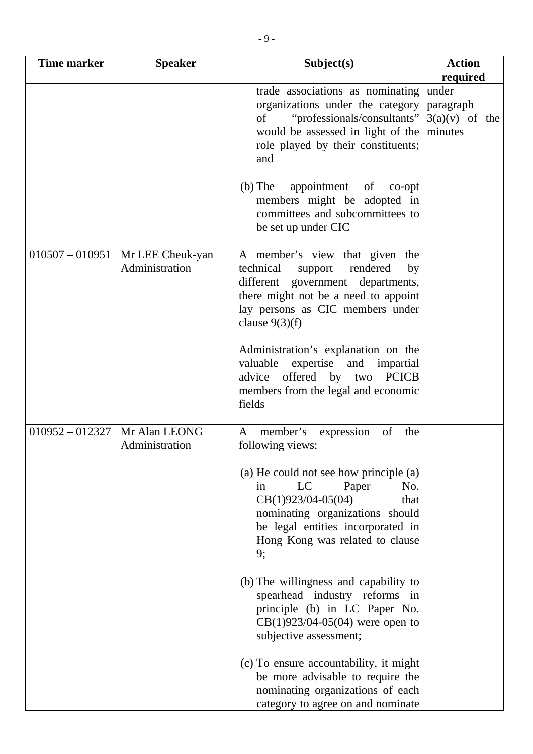| Time marker | Speaker | Subject(s) | Action required |
|---|---|---|---|
| | | trade associations as nominating organizations under the category of "professionals/consultants" would be assessed in light of the role played by their constituents; and<br><br>(b) The appointment of co-opt members might be adopted in committees and subcommittees to be set up under CIC | under paragraph 3(a)(v) of the minutes |
| 010507 – 010951 | Mr LEE Cheuk-yan<br>Administration | A member's view that given the technical support rendered by different government departments, there might not be a need to appoint lay persons as CIC members under clause 9(3)(f)<br><br>Administration's explanation on the valuable expertise and impartial advice offered by two PCICB members from the legal and economic fields | |
| 010952 – 012327 | Mr Alan LEONG<br>Administration | A member's expression of the following views:<br><br>(a) He could not see how principle (a) in LC Paper No. CB(1)923/04-05(04) that nominating organizations should be legal entities incorporated in Hong Kong was related to clause 9;<br><br>(b) The willingness and capability to spearhead industry reforms in principle (b) in LC Paper No. CB(1)923/04-05(04) were open to subjective assessment;<br><br>(c) To ensure accountability, it might be more advisable to require the nominating organizations of each category to agree on and nominate | |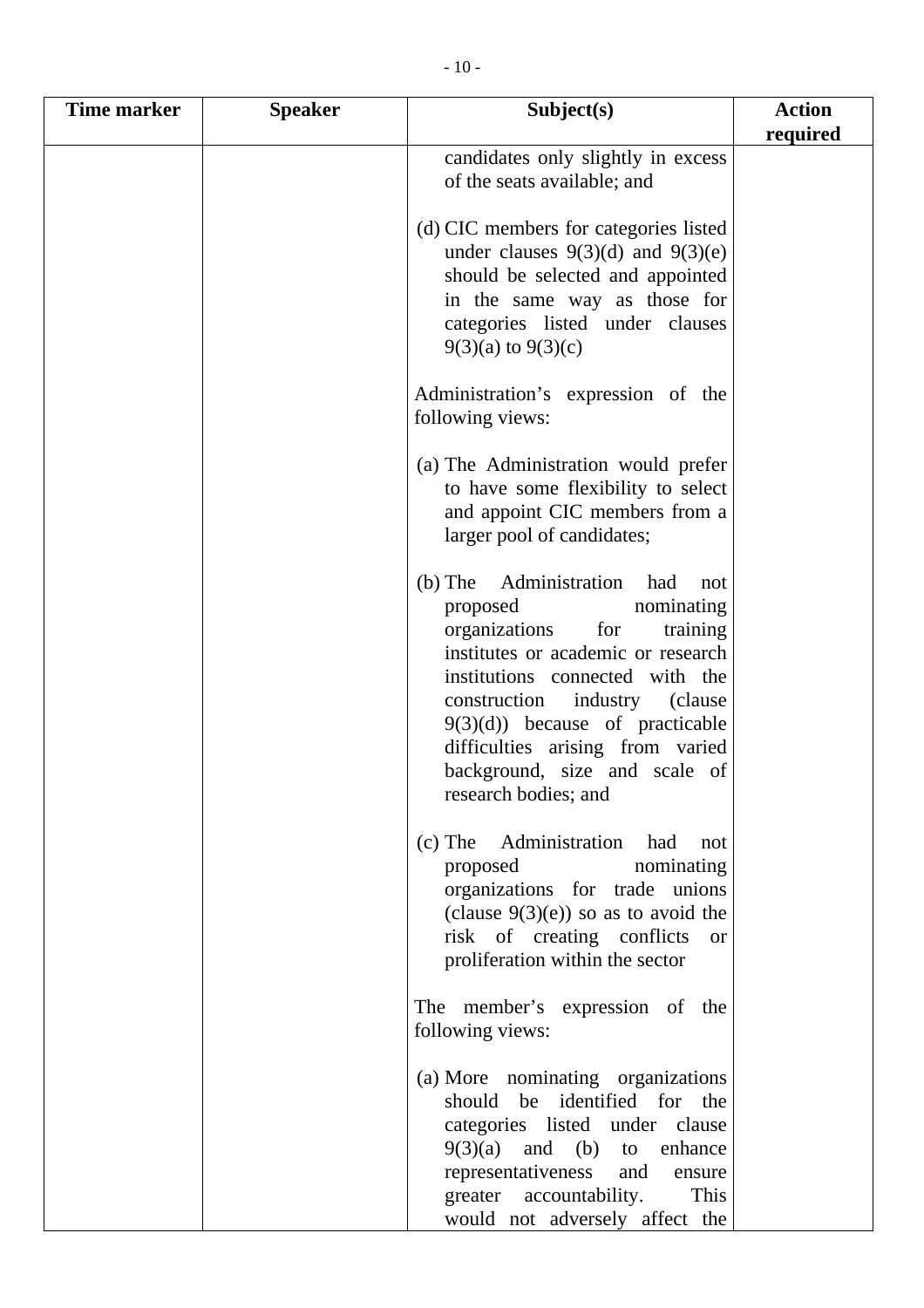| Time marker | Speaker | Subject(s) | Action required |
| --- | --- | --- | --- |
| | | candidates only slightly in excess of the seats available; and<br><br>(d) CIC members for categories listed under clauses 9(3)(d) and 9(3)(e) should be selected and appointed in the same way as those for categories listed under clauses 9(3)(a) to 9(3)(c)<br><br>Administration's expression of the following views:<br><br>(a) The Administration would prefer to have some flexibility to select and appoint CIC members from a larger pool of candidates;<br><br>(b) The Administration had not proposed nominating organizations for training institutes or academic or research institutions connected with the construction industry (clause 9(3)(d)) because of practicable difficulties arising from varied background, size and scale of research bodies; and<br><br>(c) The Administration had not proposed nominating organizations for trade unions (clause 9(3)(e)) so as to avoid the risk of creating conflicts or proliferation within the sector<br><br>The member's expression of the following views:<br><br>(a) More nominating organizations should be identified for the categories listed under clause 9(3)(a) and (b) to enhance representativeness and ensure greater accountability. This would not adversely affect the | |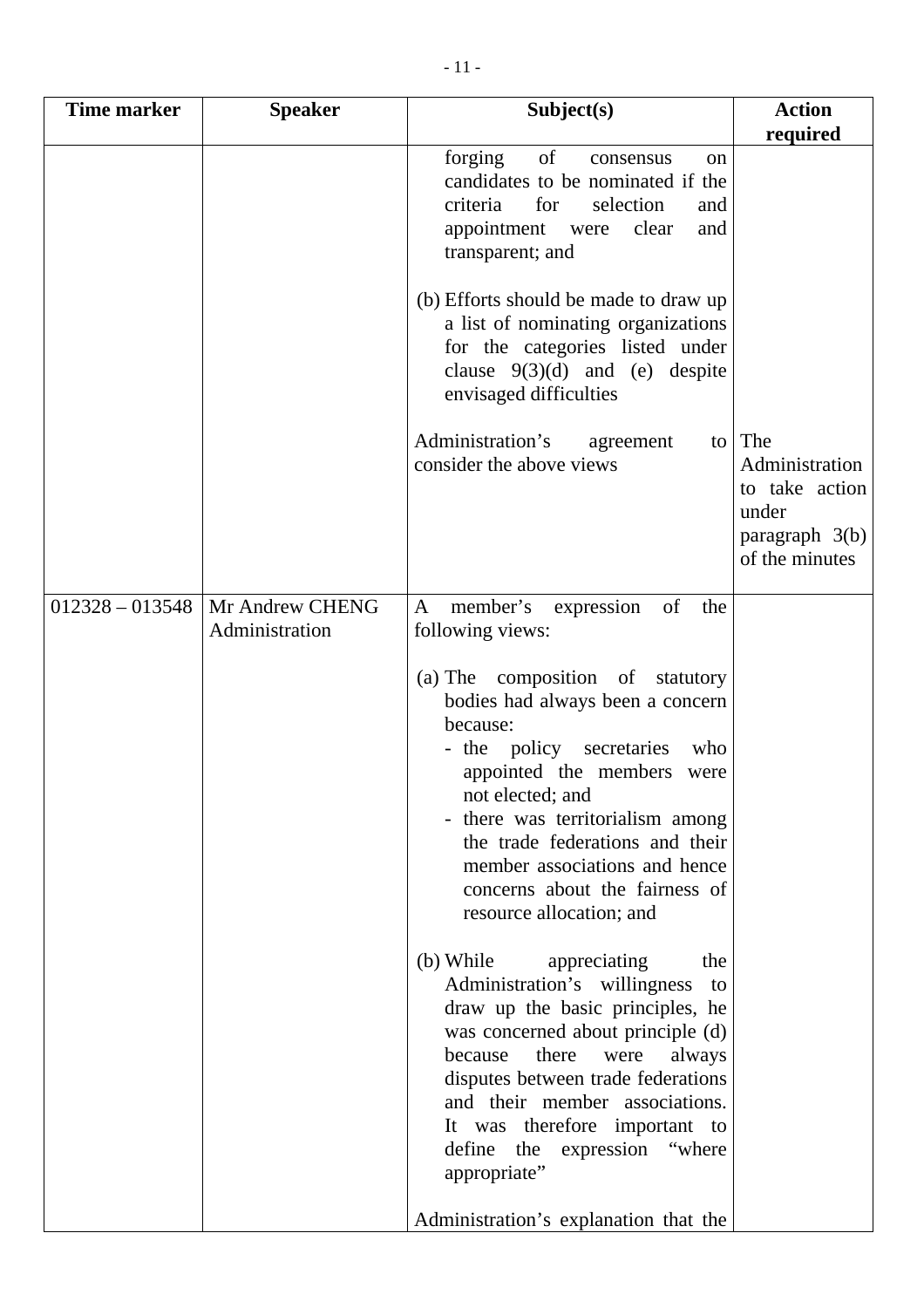| Time marker | Speaker | Subject(s) | Action required |
|---|---|---|---|
| | | forging of consensus on candidates to be nominated if the criteria for selection and appointment were clear and transparent; and<br><br>(b) Efforts should be made to draw up a list of nominating organizations for the categories listed under clause 9(3)(d) and (e) despite envisaged difficulties<br><br>Administration's agreement to consider the above views | The Administration to take action under paragraph 3(b) of the minutes |
| 012328 – 013548 | Mr Andrew CHENG<br>Administration | A member's expression of the following views:<br><br>(a) The composition of statutory bodies had always been a concern because:<br>- the policy secretaries who appointed the members were not elected; and<br>- there was territorialism among the trade federations and their member associations and hence concerns about the fairness of resource allocation; and<br><br>(b) While appreciating the Administration's willingness to draw up the basic principles, he was concerned about principle (d) because there were always disputes between trade federations and their member associations. It was therefore important to define the expression "where appropriate"<br><br>Administration's explanation that the | |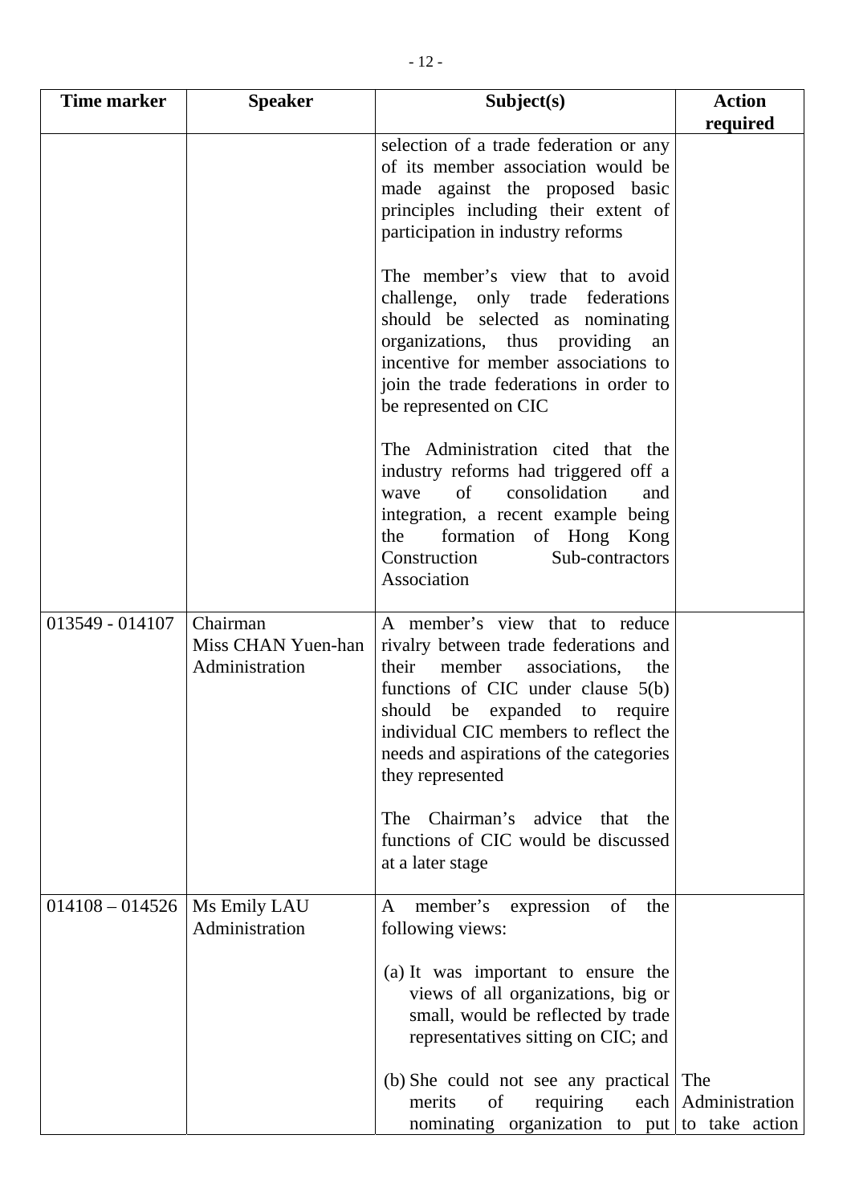| Time marker | Speaker | Subject(s) | Action required |
|---|---|---|---|
| | | selection of a trade federation or any of its member association would be made against the proposed basic principles including their extent of participation in industry reforms<br><br>The member's view that to avoid challenge, only trade federations should be selected as nominating organizations, thus providing an incentive for member associations to join the trade federations in order to be represented on CIC<br><br>The Administration cited that the industry reforms had triggered off a wave of consolidation and integration, a recent example being the formation of Hong Kong Construction Sub-contractors Association | |
| 013549 - 014107 | Chairman<br>Miss CHAN Yuen-han<br>Administration | A member's view that to reduce rivalry between trade federations and their member associations, the functions of CIC under clause 5(b) should be expanded to require individual CIC members to reflect the needs and aspirations of the categories they represented<br><br>The Chairman's advice that the functions of CIC would be discussed at a later stage | |
| 014108 – 014526 | Ms Emily LAU<br>Administration | A member's expression of the following views:<br><br>(a) It was important to ensure the views of all organizations, big or small, would be reflected by trade representatives sitting on CIC; and<br><br>(b) She could not see any practical merits of requiring each nominating organization to put | The Administration to take action |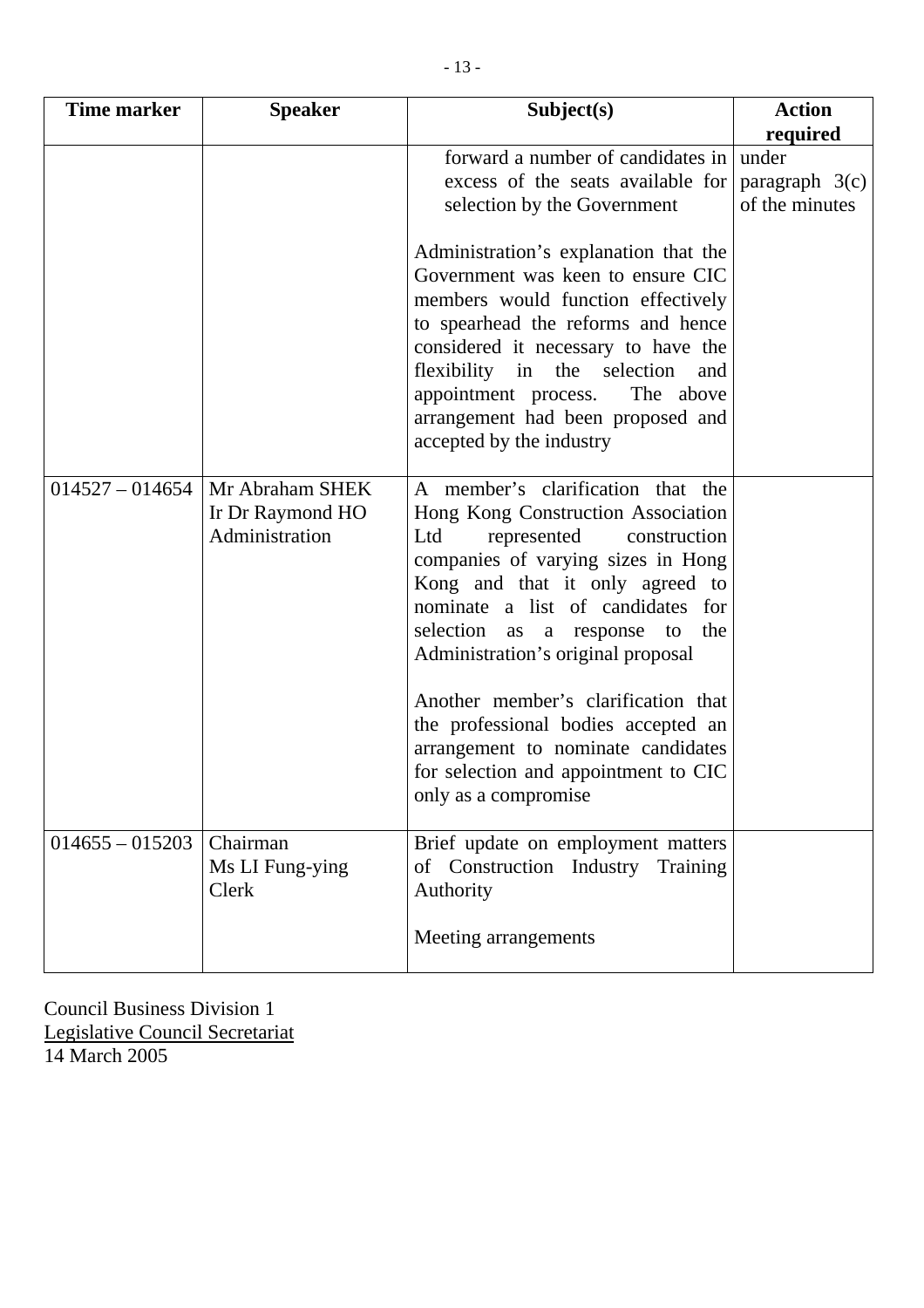| Time marker | Speaker | Subject(s) | Action required |
|---|---|---|---|
| | | forward a number of candidates in excess of the seats available for selection by the Government<br><br>Administration's explanation that the Government was keen to ensure CIC members would function effectively to spearhead the reforms and hence considered it necessary to have the flexibility in the selection and appointment process. The above arrangement had been proposed and accepted by the industry | under paragraph 3(c) of the minutes |
| 014527 – 014654 | Mr Abraham SHEK<br>Ir Dr Raymond HO<br>Administration | A member's clarification that the Hong Kong Construction Association Ltd represented construction companies of varying sizes in Hong Kong and that it only agreed to nominate a list of candidates for selection as a response to the Administration's original proposal<br><br>Another member's clarification that the professional bodies accepted an arrangement to nominate candidates for selection and appointment to CIC only as a compromise | |
| 014655 – 015203 | Chairman<br>Ms LI Fung-ying<br>Clerk | Brief update on employment matters of Construction Industry Training Authority<br><br>Meeting arrangements | |

Council Business Division 1
Legislative Council Secretariat
14 March 2005